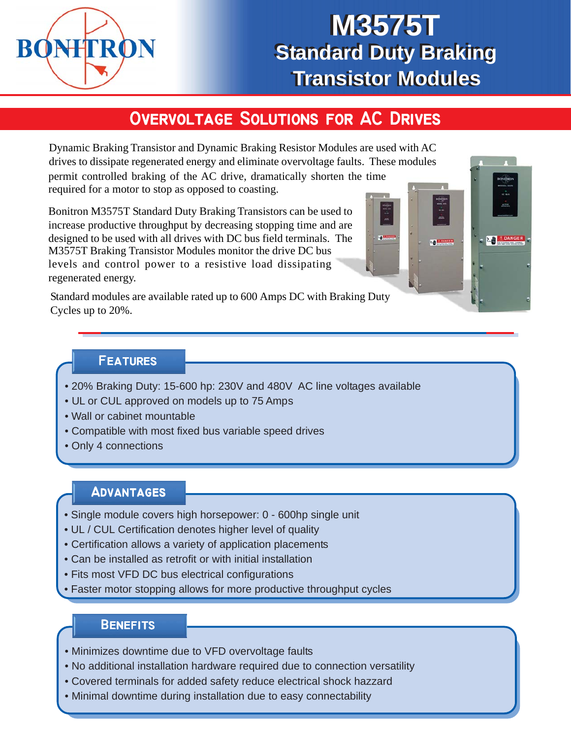BONITRON

# M3575T
# Standard Duty Braking Transistor Modules

## Overvoltage Solutions for AC Drives

Dynamic Braking Transistor and Dynamic Braking Resistor Modules are used with AC drives to dissipate regenerated energy and eliminate overvoltage faults. These modules permit controlled braking of the AC drive, dramatically shorten the time required for a motor to stop as opposed to coasting.

Bonitron M3575T Standard Duty Braking Transistors can be used to increase productive throughput by decreasing stopping time and are designed to be used with all drives with DC bus field terminals. The M3575T Braking Transistor Modules monitor the drive DC bus levels and control power to a resistive load dissipating regenerated energy.

Standard modules are available rated up to 600 Amps DC with Braking Duty Cycles up to 20%.

### Features

- 20% Braking Duty: 15-600 hp: 230V and 480V AC line voltages available
- UL or CUL approved on models up to 75 Amps
- Wall or cabinet mountable
- Compatible with most fixed bus variable speed drives
- Only 4 connections

### Advantages

- Single module covers high horsepower: 0 - 600hp single unit
- UL / CUL Certification denotes higher level of quality
- Certification allows a variety of application placements
- Can be installed as retrofit or with initial installation
- Fits most VFD DC bus electrical configurations
- Faster motor stopping allows for more productive throughput cycles

### Benefits

- Minimizes downtime due to VFD overvoltage faults
- No additional installation hardware required due to connection versatility
- Covered terminals for added safety reduce electrical shock hazzard
- Minimal downtime during installation due to easy connectability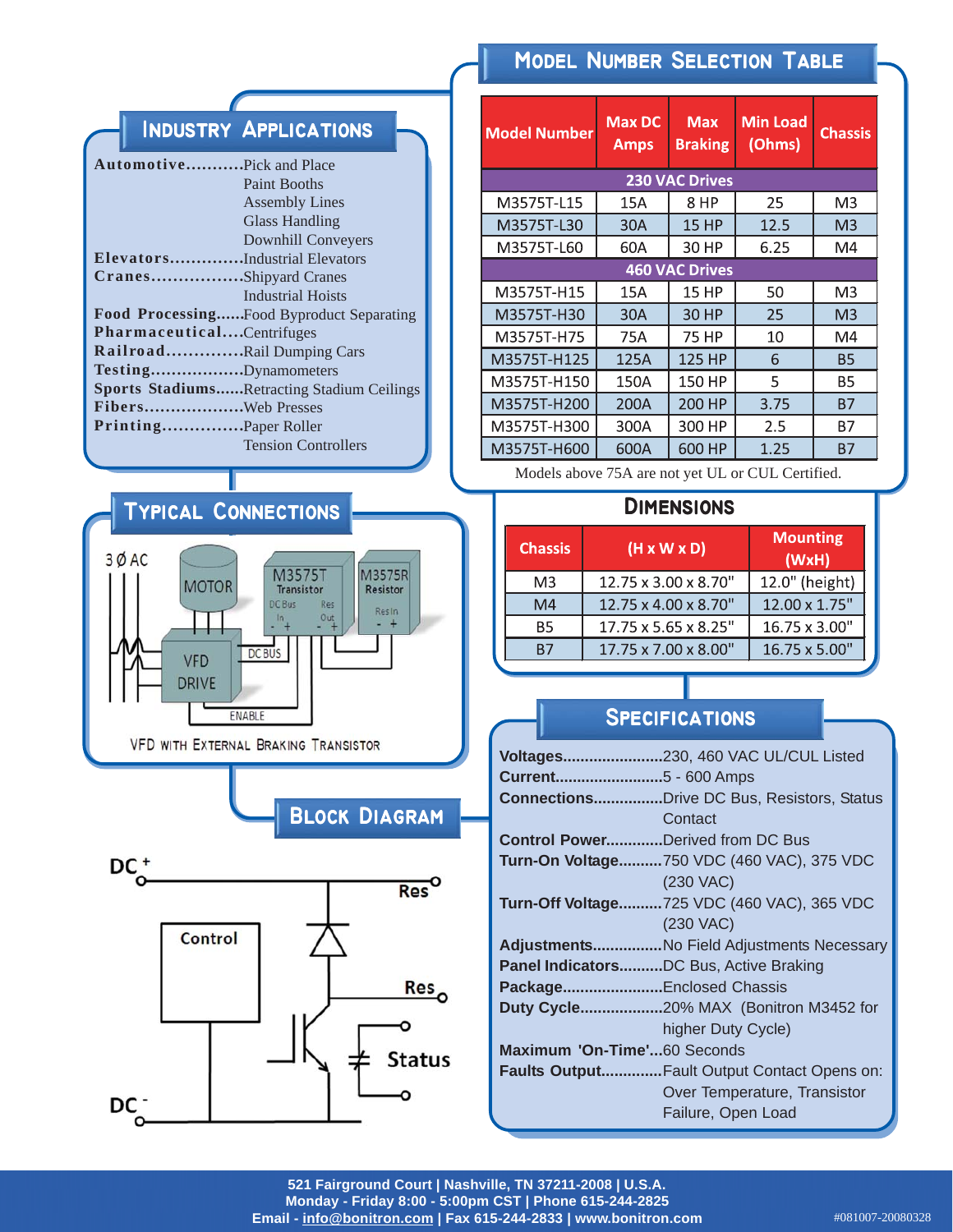## Industry Applications

**Automotive**...........Pick and Place
Paint Booths
Assembly Lines
Glass Handling
Downhill Conveyers
**Elevators**..............Industrial Elevators
**Cranes**.................Shipyard Cranes
Industrial Hoists
**Food Processing**......Food Byproduct Separating
**Pharmaceutical**....Centrifuges
**Railroad**..............Rail Dumping Cars
**Testing**..................Dynamometers
**Sports Stadiums**......Retracting Stadium Ceilings
**Fibers**...................Web Presses
**Printing**...............Paper Roller
Tension Controllers

## Model Number Selection Table

| Model Number | Max DC Amps | Max Braking | Min Load (Ohms) | Chassis |
|---|---|---|---|---|
| **230 VAC Drives** | | | | |
| M3575T-L15 | 15A | 8 HP | 25 | M3 |
| M3575T-L30 | 30A | 15 HP | 12.5 | M3 |
| M3575T-L60 | 60A | 30 HP | 6.25 | M4 |
| **460 VAC Drives** | | | | |
| M3575T-H15 | 15A | 15 HP | 50 | M3 |
| M3575T-H30 | 30A | 30 HP | 25 | M3 |
| M3575T-H75 | 75A | 75 HP | 10 | M4 |
| M3575T-H125 | 125A | 125 HP | 6 | B5 |
| M3575T-H150 | 150A | 150 HP | 5 | B5 |
| M3575T-H200 | 200A | 200 HP | 3.75 | B7 |
| M3575T-H300 | 300A | 300 HP | 2.5 | B7 |
| M3575T-H600 | 600A | 600 HP | 1.25 | B7 |

Models above 75A are not yet UL or CUL Certified.

## Typical Connections

3 Ø AC
MOTOR
M3575T Transistor
DC Bus In
Res Out
M3575R Resistor
Res In
VFD DRIVE
DC BUS
ENABLE

VFD with External Braking Transistor

## Dimensions

| Chassis | (H x W x D) | Mounting (WxH) |
|---|---|---|
| M3 | 12.75 x 3.00 x 8.70" | 12.0" (height) |
| M4 | 12.75 x 4.00 x 8.70" | 12.00 x 1.75" |
| B5 | 17.75 x 5.65 x 8.25" | 16.75 x 3.00" |
| B7 | 17.75 x 7.00 x 8.00" | 16.75 x 5.00" |

## Block Diagram

DC+
Res
Control
Res
Status
DC-

## Specifications

**Voltages**.......................230, 460 VAC UL/CUL Listed
**Current**.........................5 - 600 Amps
**Connections**................Drive DC Bus, Resistors, Status Contact
**Control Power**.............Derived from DC Bus
**Turn-On Voltage**..........750 VDC (460 VAC), 375 VDC (230 VAC)
**Turn-Off Voltage**..........725 VDC (460 VAC), 365 VDC (230 VAC)
**Adjustments**................No Field Adjustments Necessary
**Panel Indicators**..........DC Bus, Active Braking
**Package**.......................Enclosed Chassis
**Duty Cycle**...................20% MAX (Bonitron M3452 for higher Duty Cycle)
**Maximum 'On-Time'**...60 Seconds
**Faults Output**..............Fault Output Contact Opens on: Over Temperature, Transistor Failure, Open Load

521 Fairground Court | Nashville, TN 37211-2008 | U.S.A.
Monday - Friday 8:00 - 5:00pm CST | Phone 615-244-2825
Email - info@bonitron.com | Fax 615-244-2833 | www.bonitron.com

#081007-20080328